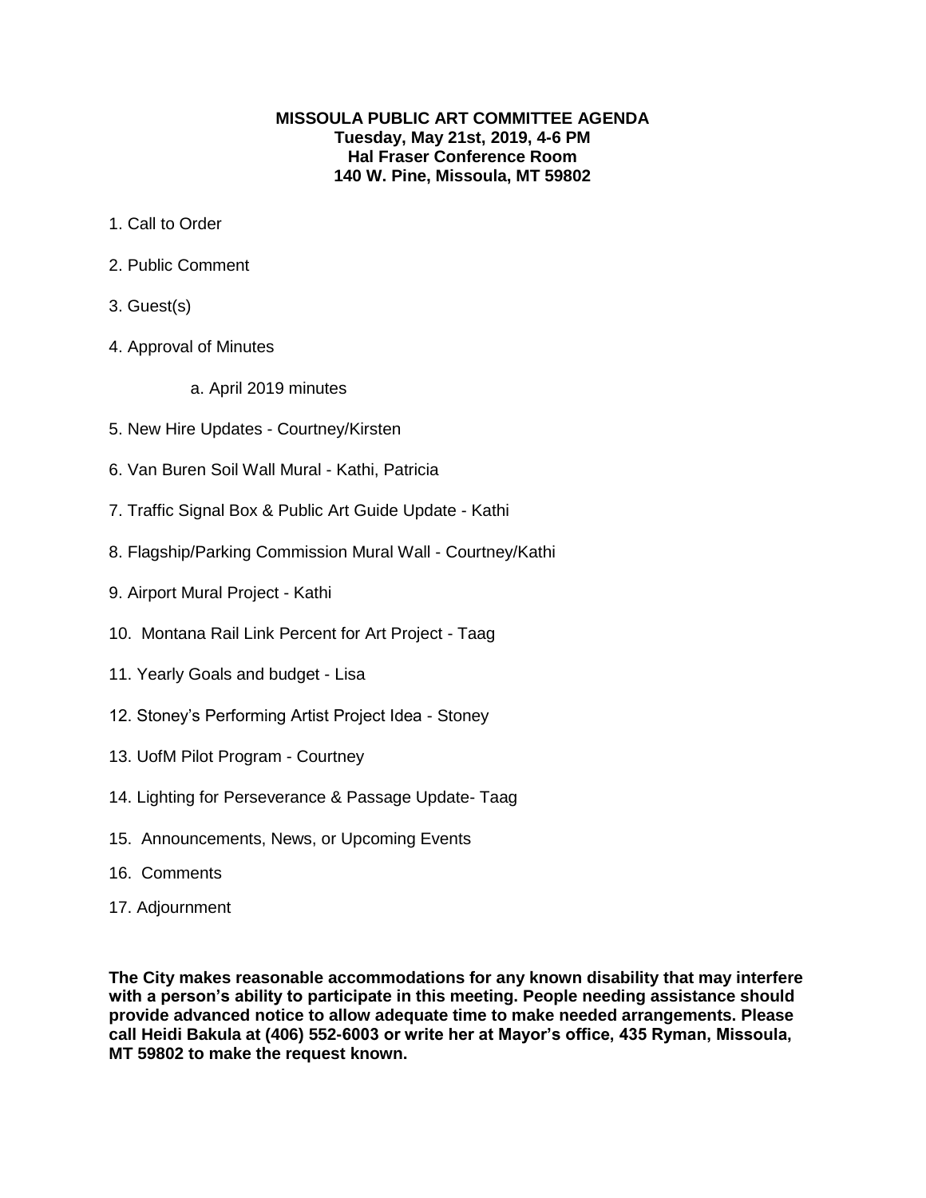**MISSOULA PUBLIC ART COMMITTEE AGENDA**
**Tuesday, May 21st, 2019, 4-6 PM**
**Hal Fraser Conference Room**
**140 W. Pine, Missoula, MT 59802**

1. Call to Order
2. Public Comment
3. Guest(s)
4. Approval of Minutes
    a. April 2019 minutes
5. New Hire Updates - Courtney/Kirsten
6. Van Buren Soil Wall Mural - Kathi, Patricia
7. Traffic Signal Box & Public Art Guide Update - Kathi
8. Flagship/Parking Commission Mural Wall - Courtney/Kathi
9. Airport Mural Project - Kathi
10. Montana Rail Link Percent for Art Project - Taag
11. Yearly Goals and budget - Lisa
12. Stoney's Performing Artist Project Idea - Stoney
13. UofM Pilot Program - Courtney
14. Lighting for Perseverance & Passage Update- Taag
15. Announcements, News, or Upcoming Events
16. Comments
17. Adjournment

**The City makes reasonable accommodations for any known disability that may interfere with a person's ability to participate in this meeting. People needing assistance should provide advanced notice to allow adequate time to make needed arrangements. Please call Heidi Bakula at (406) 552-6003 or write her at Mayor's office, 435 Ryman, Missoula, MT 59802 to make the request known.**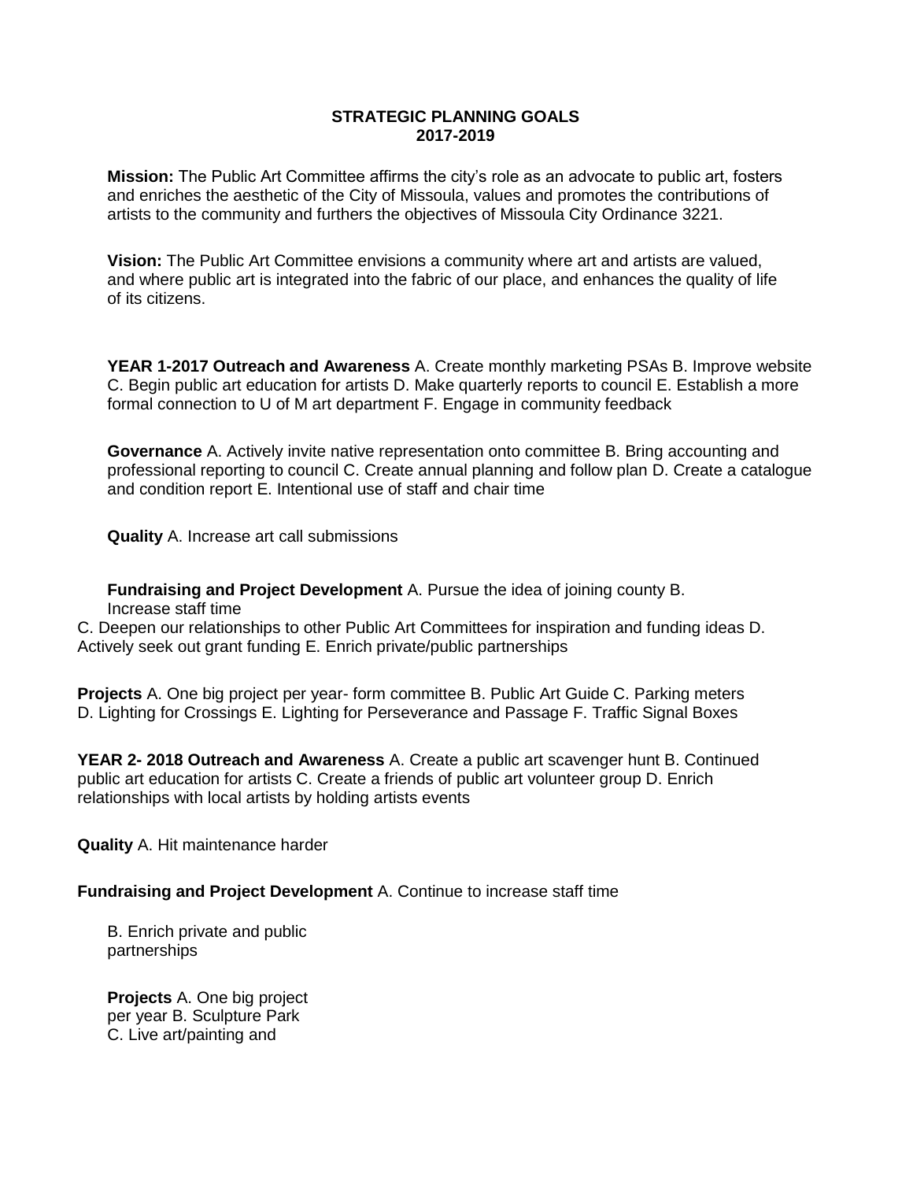## STRATEGIC PLANNING GOALS
## 2017-2019

**Mission:** The Public Art Committee affirms the city's role as an advocate to public art, fosters and enriches the aesthetic of the City of Missoula, values and promotes the contributions of artists to the community and furthers the objectives of Missoula City Ordinance 3221.

**Vision:** The Public Art Committee envisions a community where art and artists are valued, and where public art is integrated into the fabric of our place, and enhances the quality of life of its citizens.

**YEAR 1-2017 Outreach and Awareness** A. Create monthly marketing PSAs B. Improve website C. Begin public art education for artists D. Make quarterly reports to council E. Establish a more formal connection to U of M art department F. Engage in community feedback

**Governance** A. Actively invite native representation onto committee B. Bring accounting and professional reporting to council C. Create annual planning and follow plan D. Create a catalogue and condition report E. Intentional use of staff and chair time

**Quality** A. Increase art call submissions

**Fundraising and Project Development** A. Pursue the idea of joining county B. Increase staff time
C. Deepen our relationships to other Public Art Committees for inspiration and funding ideas D. Actively seek out grant funding E. Enrich private/public partnerships

**Projects** A. One big project per year- form committee B. Public Art Guide C. Parking meters D. Lighting for Crossings E. Lighting for Perseverance and Passage F. Traffic Signal Boxes

**YEAR 2- 2018 Outreach and Awareness** A. Create a public art scavenger hunt B. Continued public art education for artists C. Create a friends of public art volunteer group D. Enrich relationships with local artists by holding artists events

**Quality** A. Hit maintenance harder

**Fundraising and Project Development** A. Continue to increase staff time

B. Enrich private and public partnerships

**Projects** A. One big project per year B. Sculpture Park
C. Live art/painting and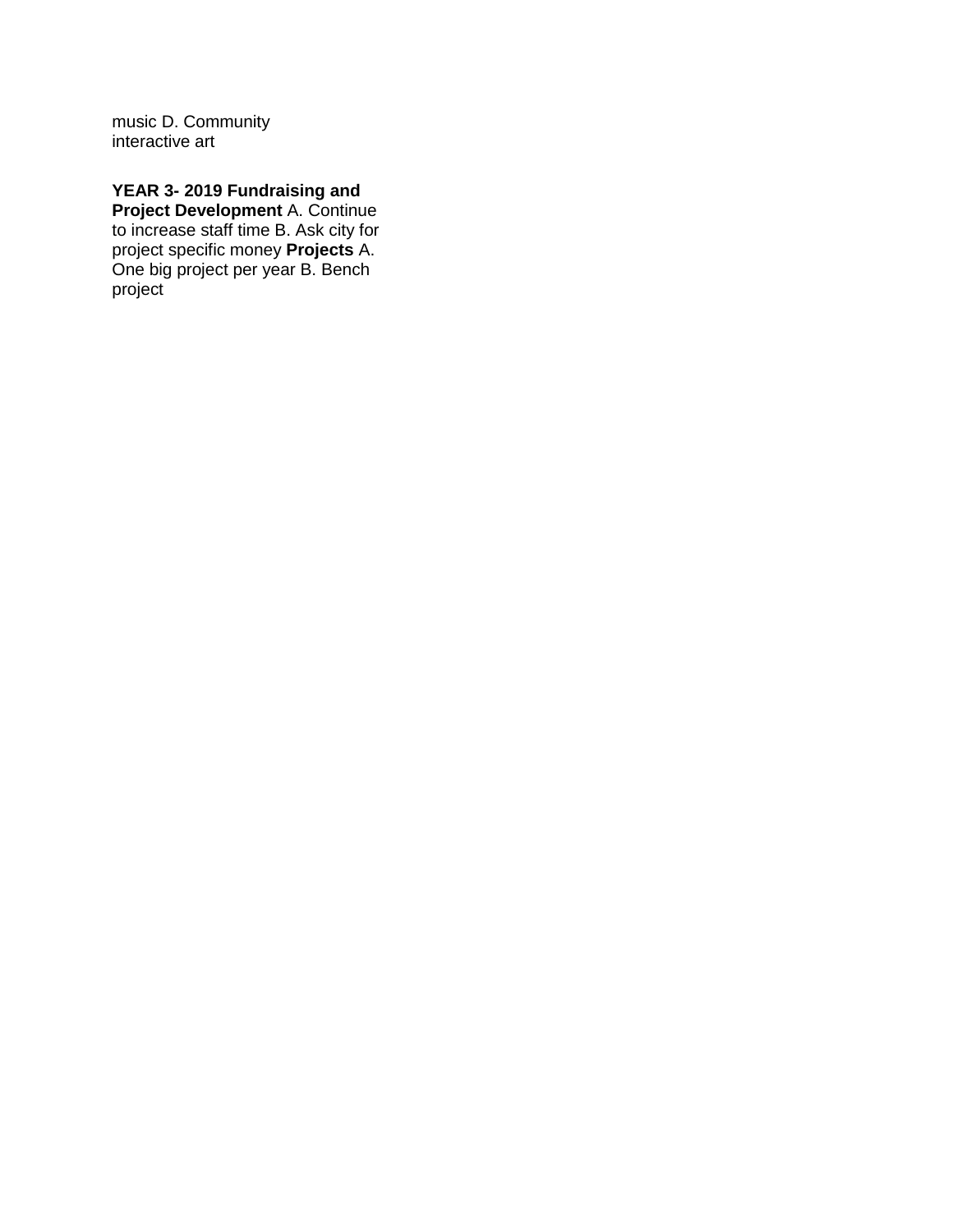music D. Community interactive art

**YEAR 3- 2019 Fundraising and Project Development** A. Continue to increase staff time B. Ask city for project specific money **Projects** A. One big project per year B. Bench project